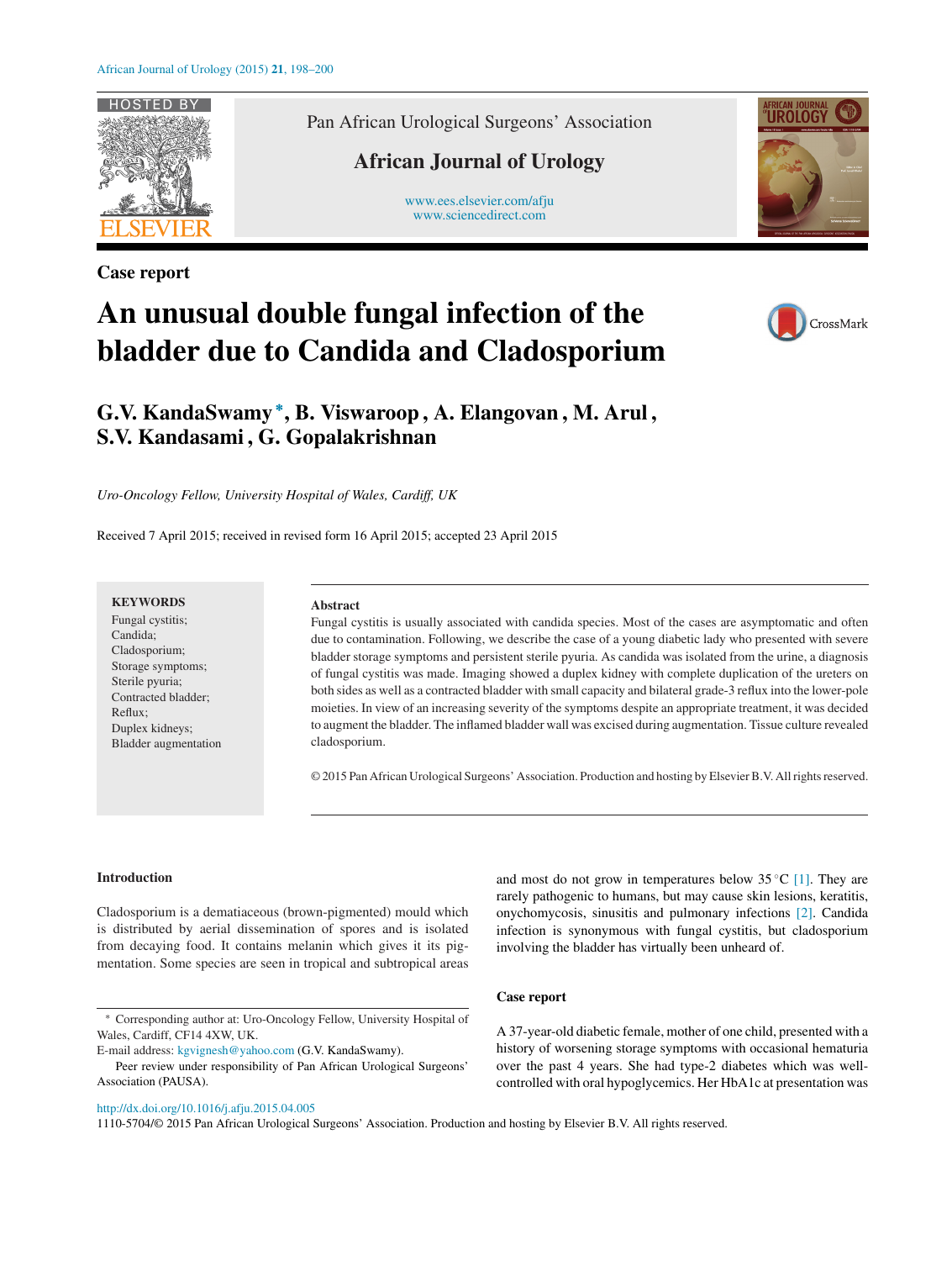Case report

# An unusual double fungal infection of the bladder due to Candida and Cladosporium

**G.V. KandaSwamy*, B. Viswaroop, A. Elangovan, M. Arul, S.V. Kandasami, G. Gopalakrishnan**

*Uro-Oncology Fellow, University Hospital of Wales, Cardiff, UK*

Received 7 April 2015; received in revised form 16 April 2015; accepted 23 April 2015

**KEYWORDS**
Fungal cystitis;
Candida;
Cladosporium;
Storage symptoms;
Sterile pyuria;
Contracted bladder;
Reflux;
Duplex kidneys;
Bladder augmentation

**Abstract**

Fungal cystitis is usually associated with candida species. Most of the cases are asymptomatic and often due to contamination. Following, we describe the case of a young diabetic lady who presented with severe bladder storage symptoms and persistent sterile pyuria. As candida was isolated from the urine, a diagnosis of fungal cystitis was made. Imaging showed a duplex kidney with complete duplication of the ureters on both sides as well as a contracted bladder with small capacity and bilateral grade-3 reflux into the lower-pole moieties. In view of an increasing severity of the symptoms despite an appropriate treatment, it was decided to augment the bladder. The inflamed bladder wall was excised during augmentation. Tissue culture revealed cladosporium.

© 2015 Pan African Urological Surgeons' Association. Production and hosting by Elsevier B.V. All rights reserved.

## Introduction

Cladosporium is a dematiaceous (brown-pigmented) mould which is distributed by aerial dissemination of spores and is isolated from decaying food. It contains melanin which gives it its pigmentation. Some species are seen in tropical and subtropical areas and most do not grow in temperatures below 35 °C [1]. They are rarely pathogenic to humans, but may cause skin lesions, keratitis, onychomycosis, sinusitis and pulmonary infections [2]. Candida infection is synonymous with fungal cystitis, but cladosporium involving the bladder has virtually been unheard of.

## Case report

A 37-year-old diabetic female, mother of one child, presented with a history of worsening storage symptoms with occasional hematuria over the past 4 years. She had type-2 diabetes which was well-controlled with oral hypoglycemics. Her HbA1c at presentation was

---

* Corresponding author at: Uro-Oncology Fellow, University Hospital of Wales, Cardiff, CF14 4XW, UK.
E-mail address: kgvignesh@yahoo.com (G.V. KandaSwamy).

Peer review under responsibility of Pan African Urological Surgeons' Association (PAUSA).

http://dx.doi.org/10.1016/j.afju.2015.04.005
1110-5704/© 2015 Pan African Urological Surgeons' Association. Production and hosting by Elsevier B.V. All rights reserved.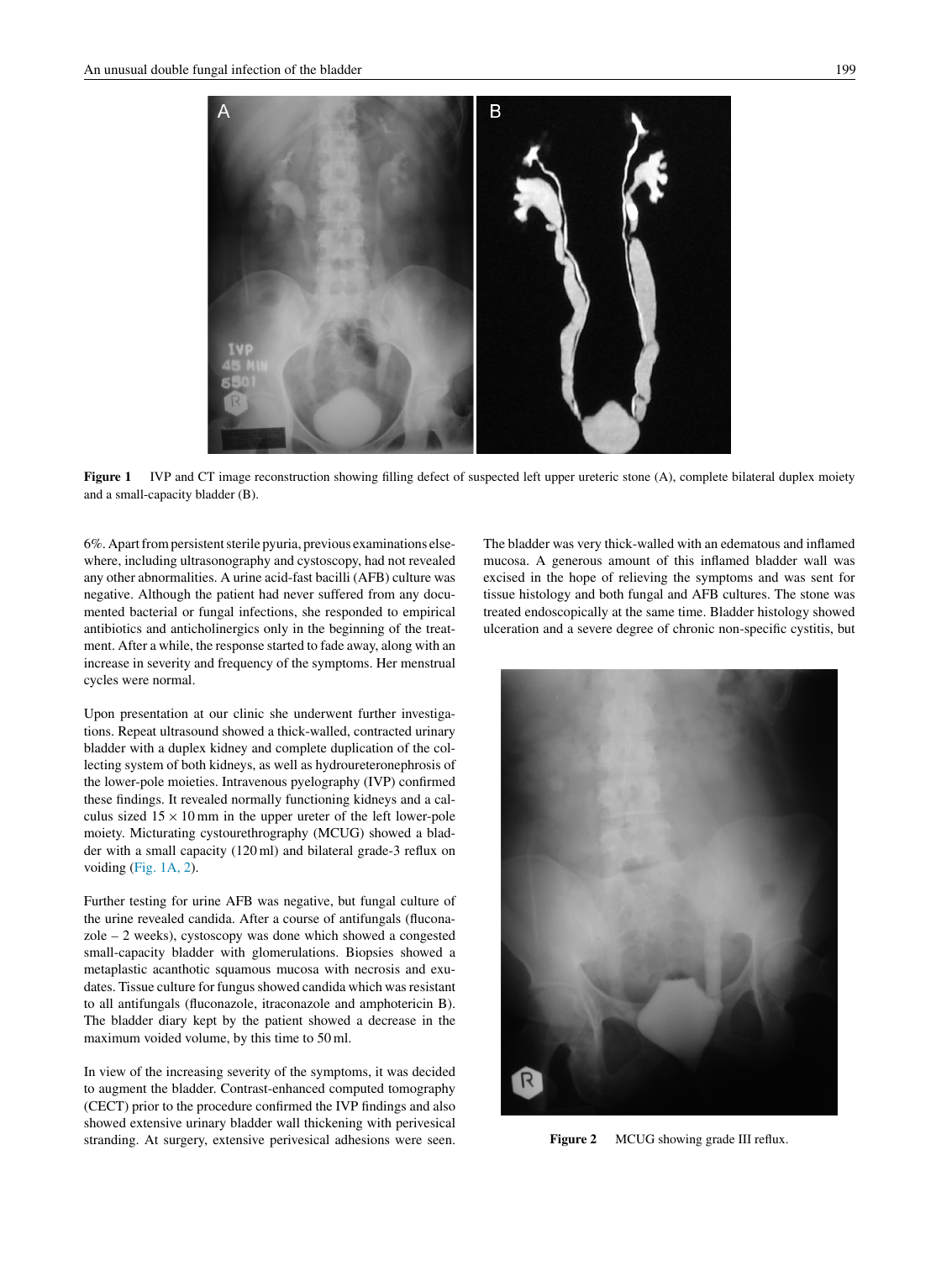Figure 1 IVP and CT image reconstruction showing filling defect of suspected left upper ureteric stone (A), complete bilateral duplex moiety and a small-capacity bladder (B).

6%. Apart from persistent sterile pyuria, previous examinations elsewhere, including ultrasonography and cystoscopy, had not revealed any other abnormalities. A urine acid-fast bacilli (AFB) culture was negative. Although the patient had never suffered from any documented bacterial or fungal infections, she responded to empirical antibiotics and anticholinergics only in the beginning of the treatment. After a while, the response started to fade away, along with an increase in severity and frequency of the symptoms. Her menstrual cycles were normal.

Upon presentation at our clinic she underwent further investigations. Repeat ultrasound showed a thick-walled, contracted urinary bladder with a duplex kidney and complete duplication of the collecting system of both kidneys, as well as hydroureteronephrosis of the lower-pole moieties. Intravenous pyelography (IVP) confirmed these findings. It revealed normally functioning kidneys and a calculus sized $15 \times 10$ mm in the upper ureter of the left lower-pole moiety. Micturating cystourethrography (MCUG) showed a bladder with a small capacity (120 ml) and bilateral grade-3 reflux on voiding (Fig. 1A, 2).

Further testing for urine AFB was negative, but fungal culture of the urine revealed candida. After a course of antifungals (fluconazole – 2 weeks), cystoscopy was done which showed a congested small-capacity bladder with glomerulations. Biopsies showed a metaplastic acanthotic squamous mucosa with necrosis and exudates. Tissue culture for fungus showed candida which was resistant to all antifungals (fluconazole, itraconazole and amphotericin B). The bladder diary kept by the patient showed a decrease in the maximum voided volume, by this time to 50 ml.

In view of the increasing severity of the symptoms, it was decided to augment the bladder. Contrast-enhanced computed tomography (CECT) prior to the procedure confirmed the IVP findings and also showed extensive urinary bladder wall thickening with perivesical stranding. At surgery, extensive perivesical adhesions were seen. The bladder was very thick-walled with an edematous and inflamed mucosa. A generous amount of this inflamed bladder wall was excised in the hope of relieving the symptoms and was sent for tissue histology and both fungal and AFB cultures. The stone was treated endoscopically at the same time. Bladder histology showed ulceration and a severe degree of chronic non-specific cystitis, but

Figure 2 MCUG showing grade III reflux.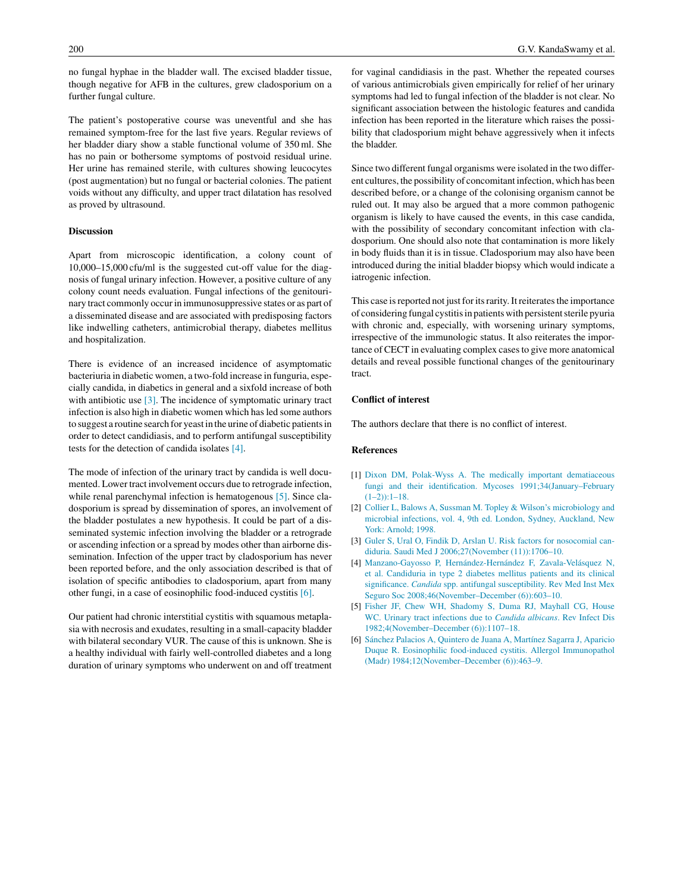no fungal hyphae in the bladder wall. The excised bladder tissue, though negative for AFB in the cultures, grew cladosporium on a further fungal culture.

The patient's postoperative course was uneventful and she has remained symptom-free for the last five years. Regular reviews of her bladder diary show a stable functional volume of 350 ml. She has no pain or bothersome symptoms of postvoid residual urine. Her urine has remained sterile, with cultures showing leucocytes (post augmentation) but no fungal or bacterial colonies. The patient voids without any difficulty, and upper tract dilatation has resolved as proved by ultrasound.

## Discussion

Apart from microscopic identification, a colony count of 10,000–15,000 cfu/ml is the suggested cut-off value for the diagnosis of fungal urinary infection. However, a positive culture of any colony count needs evaluation. Fungal infections of the genitourinary tract commonly occur in immunosuppressive states or as part of a disseminated disease and are associated with predisposing factors like indwelling catheters, antimicrobial therapy, diabetes mellitus and hospitalization.

There is evidence of an increased incidence of asymptomatic bacteriuria in diabetic women, a two-fold increase in funguria, especially candida, in diabetics in general and a sixfold increase of both with antibiotic use [3]. The incidence of symptomatic urinary tract infection is also high in diabetic women which has led some authors to suggest a routine search for yeast in the urine of diabetic patients in order to detect candidiasis, and to perform antifungal susceptibility tests for the detection of candida isolates [4].

The mode of infection of the urinary tract by candida is well documented. Lower tract involvement occurs due to retrograde infection, while renal parenchymal infection is hematogenous [5]. Since cladosporium is spread by dissemination of spores, an involvement of the bladder postulates a new hypothesis. It could be part of a disseminated systemic infection involving the bladder or a retrograde or ascending infection or a spread by modes other than airborne dissemination. Infection of the upper tract by cladosporium has never been reported before, and the only association described is that of isolation of specific antibodies to cladosporium, apart from many other fungi, in a case of eosinophilic food-induced cystitis [6].

Our patient had chronic interstitial cystitis with squamous metaplasia with necrosis and exudates, resulting in a small-capacity bladder with bilateral secondary VUR. The cause of this is unknown. She is a healthy individual with fairly well-controlled diabetes and a long duration of urinary symptoms who underwent on and off treatment for vaginal candidiasis in the past. Whether the repeated courses of various antimicrobials given empirically for relief of her urinary symptoms had led to fungal infection of the bladder is not clear. No significant association between the histologic features and candida infection has been reported in the literature which raises the possibility that cladosporium might behave aggressively when it infects the bladder.

Since two different fungal organisms were isolated in the two different cultures, the possibility of concomitant infection, which has been described before, or a change of the colonising organism cannot be ruled out. It may also be argued that a more common pathogenic organism is likely to have caused the events, in this case candida, with the possibility of secondary concomitant infection with cladosporium. One should also note that contamination is more likely in body fluids than it is in tissue. Cladosporium may also have been introduced during the initial bladder biopsy which would indicate a iatrogenic infection.

This case is reported not just for its rarity. It reiterates the importance of considering fungal cystitis in patients with persistent sterile pyuria with chronic and, especially, with worsening urinary symptoms, irrespective of the immunologic status. It also reiterates the importance of CECT in evaluating complex cases to give more anatomical details and reveal possible functional changes of the genitourinary tract.

## Conflict of interest

The authors declare that there is no conflict of interest.

## References

[1] Dixon DM, Polak-Wyss A. The medically important dematiaceous fungi and their identification. Mycoses 1991;34(January–February (1–2)):1–18.

[2] Collier L, Balows A, Sussman M. Topley & Wilson's microbiology and microbial infections, vol. 4, 9th ed. London, Sydney, Auckland, New York: Arnold; 1998.

[3] Guler S, Ural O, Findik D, Arslan U. Risk factors for nosocomial candiduria. Saudi Med J 2006;27(November (11)):1706–10.

[4] Manzano-Gayosso P, Hernández-Hernández F, Zavala-Velásquez N, et al. Candiduria in type 2 diabetes mellitus patients and its clinical significance. *Candida* spp. antifungal susceptibility. Rev Med Inst Mex Seguro Soc 2008;46(November–December (6)):603–10.

[5] Fisher JF, Chew WH, Shadomy S, Duma RJ, Mayhall CG, House WC. Urinary tract infections due to *Candida albicans*. Rev Infect Dis 1982;4(November–December (6)):1107–18.

[6] Sánchez Palacios A, Quintero de Juana A, Martínez Sagarra J, Aparicio Duque R. Eosinophilic food-induced cystitis. Allergol Immunopathol (Madr) 1984;12(November–December (6)):463–9.